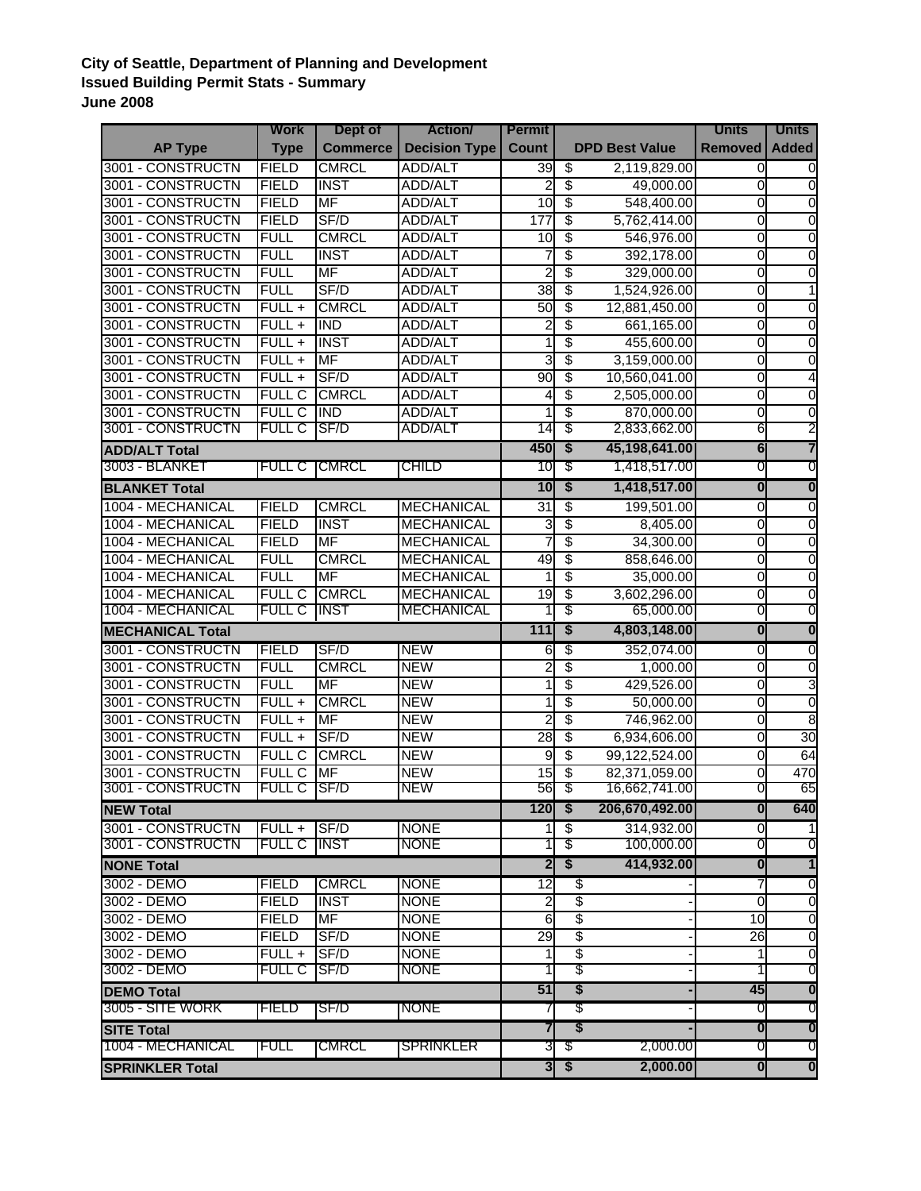**City of Seattle, Department of Planning and Development**
**Issued Building Permit Stats - Summary**
**June 2008**

| AP Type | Work Type | Dept of Commerce | Action/ Decision Type | Permit Count | DPD Best Value | Units Removed | Units Added |
|---|---|---|---|---|---|---|---|
| 3001 - CONSTRUCTN | FIELD | CMRCL | ADD/ALT | 39 | $ 2,119,829.00 | 0 | 0 |
| 3001 - CONSTRUCTN | FIELD | INST | ADD/ALT | 2 | $ 49,000.00 | 0 | 0 |
| 3001 - CONSTRUCTN | FIELD | MF | ADD/ALT | 10 | $ 548,400.00 | 0 | 0 |
| 3001 - CONSTRUCTN | FIELD | SF/D | ADD/ALT | 177 | $ 5,762,414.00 | 0 | 0 |
| 3001 - CONSTRUCTN | FULL | CMRCL | ADD/ALT | 10 | $ 546,976.00 | 0 | 0 |
| 3001 - CONSTRUCTN | FULL | INST | ADD/ALT | 7 | $ 392,178.00 | 0 | 0 |
| 3001 - CONSTRUCTN | FULL | MF | ADD/ALT | 2 | $ 329,000.00 | 0 | 0 |
| 3001 - CONSTRUCTN | FULL | SF/D | ADD/ALT | 38 | $ 1,524,926.00 | 0 | 1 |
| 3001 - CONSTRUCTN | FULL + | CMRCL | ADD/ALT | 50 | $ 12,881,450.00 | 0 | 0 |
| 3001 - CONSTRUCTN | FULL + | IND | ADD/ALT | 2 | $ 661,165.00 | 0 | 0 |
| 3001 - CONSTRUCTN | FULL + | INST | ADD/ALT | 1 | $ 455,600.00 | 0 | 0 |
| 3001 - CONSTRUCTN | FULL + | MF | ADD/ALT | 3 | $ 3,159,000.00 | 0 | 0 |
| 3001 - CONSTRUCTN | FULL + | SF/D | ADD/ALT | 90 | $ 10,560,041.00 | 0 | 4 |
| 3001 - CONSTRUCTN | FULL C | CMRCL | ADD/ALT | 4 | $ 2,505,000.00 | 0 | 0 |
| 3001 - CONSTRUCTN | FULL C | IND | ADD/ALT | 1 | $ 870,000.00 | 0 | 0 |
| 3001 - CONSTRUCTN | FULL C | SF/D | ADD/ALT | 14 | $ 2,833,662.00 | 6 | 2 |
| **ADD/ALT Total** | | | | **450** | **$ 45,198,641.00** | **6** | **7** |
| 3003 - BLANKET | FULL C | CMRCL | CHILD | 10 | $ 1,418,517.00 | 0 | 0 |
| **BLANKET Total** | | | | **10** | **$ 1,418,517.00** | **0** | **0** |
| 1004 - MECHANICAL | FIELD | CMRCL | MECHANICAL | 31 | $ 199,501.00 | 0 | 0 |
| 1004 - MECHANICAL | FIELD | INST | MECHANICAL | 3 | $ 8,405.00 | 0 | 0 |
| 1004 - MECHANICAL | FIELD | MF | MECHANICAL | 7 | $ 34,300.00 | 0 | 0 |
| 1004 - MECHANICAL | FULL | CMRCL | MECHANICAL | 49 | $ 858,646.00 | 0 | 0 |
| 1004 - MECHANICAL | FULL | MF | MECHANICAL | 1 | $ 35,000.00 | 0 | 0 |
| 1004 - MECHANICAL | FULL C | CMRCL | MECHANICAL | 19 | $ 3,602,296.00 | 0 | 0 |
| 1004 - MECHANICAL | FULL C | INST | MECHANICAL | 1 | $ 65,000.00 | 0 | 0 |
| **MECHANICAL Total** | | | | **111** | **$ 4,803,148.00** | **0** | **0** |
| 3001 - CONSTRUCTN | FIELD | SF/D | NEW | 6 | $ 352,074.00 | 0 | 0 |
| 3001 - CONSTRUCTN | FULL | CMRCL | NEW | 2 | $ 1,000.00 | 0 | 0 |
| 3001 - CONSTRUCTN | FULL | MF | NEW | 1 | $ 429,526.00 | 0 | 3 |
| 3001 - CONSTRUCTN | FULL + | CMRCL | NEW | 1 | $ 50,000.00 | 0 | 0 |
| 3001 - CONSTRUCTN | FULL + | MF | NEW | 2 | $ 746,962.00 | 0 | 8 |
| 3001 - CONSTRUCTN | FULL + | SF/D | NEW | 28 | $ 6,934,606.00 | 0 | 30 |
| 3001 - CONSTRUCTN | FULL C | CMRCL | NEW | 9 | $ 99,122,524.00 | 0 | 64 |
| 3001 - CONSTRUCTN | FULL C | MF | NEW | 15 | $ 82,371,059.00 | 0 | 470 |
| 3001 - CONSTRUCTN | FULL C | SF/D | NEW | 56 | $ 16,662,741.00 | 0 | 65 |
| **NEW Total** | | | | **120** | **$ 206,670,492.00** | **0** | **640** |
| 3001 - CONSTRUCTN | FULL + | SF/D | NONE | 1 | $ 314,932.00 | 0 | 1 |
| 3001 - CONSTRUCTN | FULL C | INST | NONE | 1 | $ 100,000.00 | 0 | 0 |
| **NONE Total** | | | | **2** | **$ 414,932.00** | **0** | **1** |
| 3002 - DEMO | FIELD | CMRCL | NONE | 12 | $ - | 7 | 0 |
| 3002 - DEMO | FIELD | INST | NONE | 2 | $ - | 0 | 0 |
| 3002 - DEMO | FIELD | MF | NONE | 6 | $ - | 10 | 0 |
| 3002 - DEMO | FIELD | SF/D | NONE | 29 | $ - | 26 | 0 |
| 3002 - DEMO | FULL + | SF/D | NONE | 1 | $ - | 1 | 0 |
| 3002 - DEMO | FULL C | SF/D | NONE | 1 | $ - | 1 | 0 |
| **DEMO Total** | | | | **51** | **$ -** | **45** | **0** |
| 3005 - SITE WORK | FIELD | SF/D | NONE | 7 | $ - | 0 | 0 |
| **SITE Total** | | | | **7** | **$ -** | **0** | **0** |
| 1004 - MECHANICAL | FULL | CMRCL | SPRINKLER | 3 | $ 2,000.00 | 0 | 0 |
| **SPRINKLER Total** | | | | **3** | **$ 2,000.00** | **0** | **0** |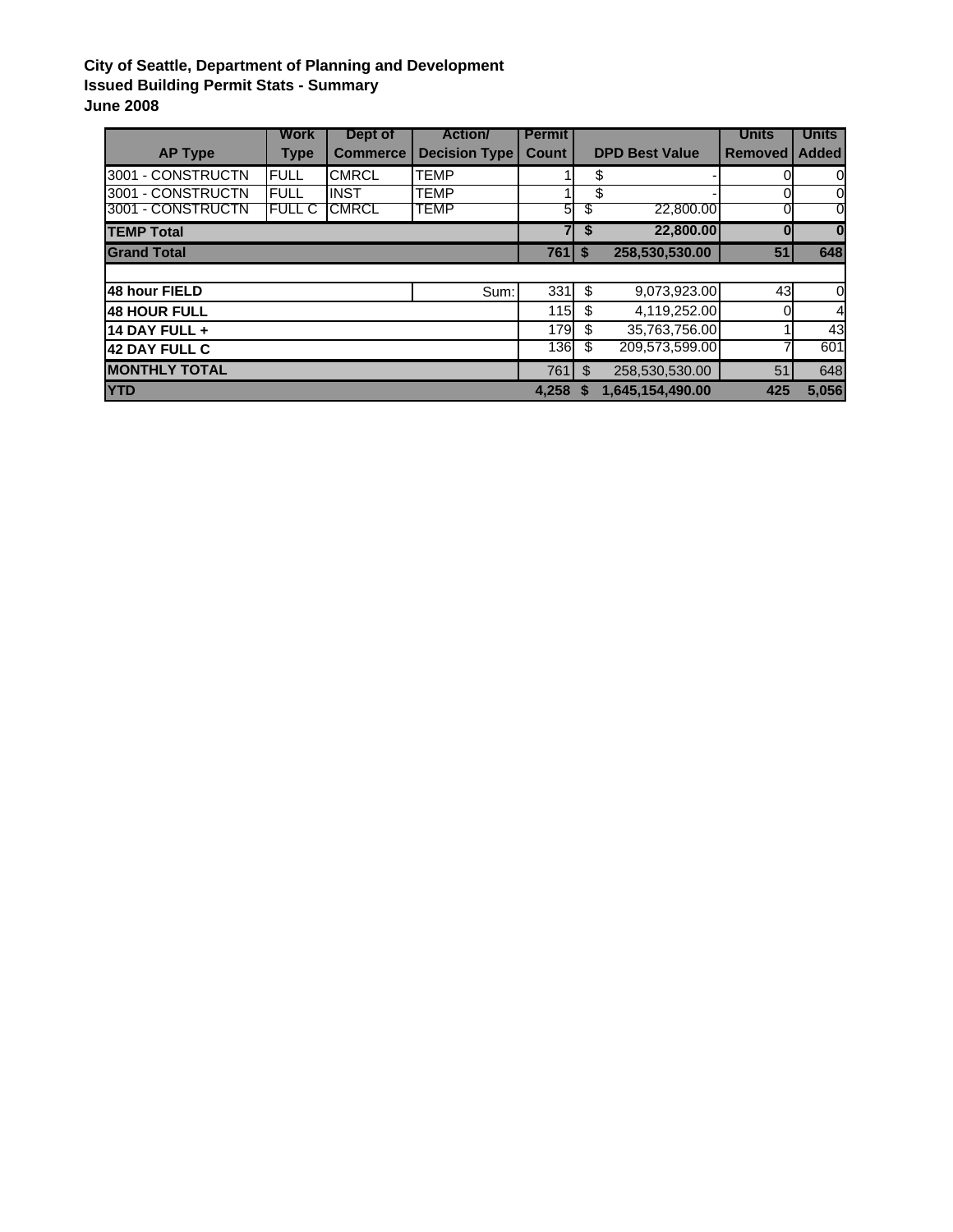**City of Seattle, Department of Planning and Development**
**Issued Building Permit Stats - Summary**
**June 2008**

| AP Type | Work Type | Dept of Commerce | Action/ Decision Type | Permit Count | DPD Best Value | Units Removed | Units Added |
|---|---|---|---|---|---|---|---|
| 3001 - CONSTRUCTN | FULL | CMRCL | TEMP | 1 | $ - | 0 | 0 |
| 3001 - CONSTRUCTN | FULL | INST | TEMP | 1 | $ - | 0 | 0 |
| 3001 - CONSTRUCTN | FULL C | CMRCL | TEMP | 5 | $ 22,800.00 | 0 | 0 |
| **TEMP Total** | | | | **7** | **$ 22,800.00** | **0** | **0** |
| **Grand Total** | | | | **761** | **$ 258,530,530.00** | **51** | **648** |
| | | | | | | | |
| **48 hour FIELD** | | | Sum: | 331 | $ 9,073,923.00 | 43 | 0 |
| **48 HOUR FULL** | | | | 115 | $ 4,119,252.00 | 0 | 4 |
| **14 DAY FULL +** | | | | 179 | $ 35,763,756.00 | 1 | 43 |
| **42 DAY FULL C** | | | | 136 | $ 209,573,599.00 | 7 | 601 |
| **MONTHLY TOTAL** | | | | 761 | $ 258,530,530.00 | 51 | 648 |
| **YTD** | | | | **4,258** | **$ 1,645,154,490.00** | **425** | **5,056** |